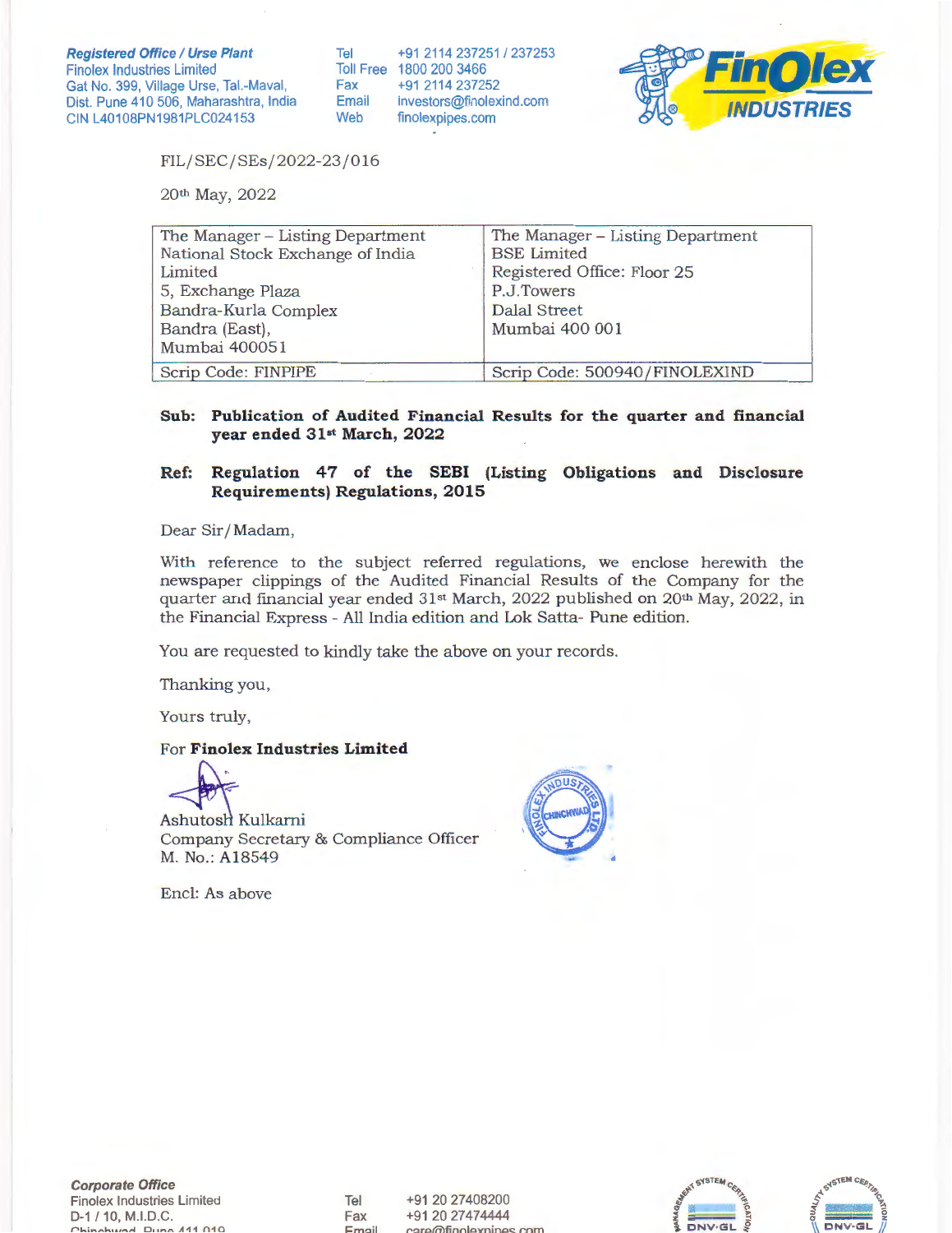**Registered Office / Urse Plant**
Finolex Industries Limited
Gat No. 399, Village Urse, Tal.-Maval,
Dist. Pune 410 506, Maharashtra, India
CIN L40108PN1981PLC024153

Tel +91 2114 237251 / 237253
Toll Free 1800 200 3466
Fax +91 2114 237252
Email investors@finolexind.com
Web finolexpipes.com

FIL/SEC/SEs/2022-23/016

20th May, 2022

| The Manager – Listing Department<br>National Stock Exchange of India Limited<br>5, Exchange Plaza<br>Bandra-Kurla Complex<br>Bandra (East),<br>Mumbai 400051 | The Manager – Listing Department<br>BSE Limited<br>Registered Office: Floor 25<br>P.J.Towers<br>Dalal Street<br>Mumbai 400 001 |
|---|---|
| Scrip Code: FINPIPE | Scrip Code: 500940/FINOLEXIND |

**Sub: Publication of Audited Financial Results for the quarter and financial year ended 31st March, 2022**

**Ref: Regulation 47 of the SEBI (Listing Obligations and Disclosure Requirements) Regulations, 2015**

Dear Sir/Madam,

With reference to the subject referred regulations, we enclose herewith the newspaper clippings of the Audited Financial Results of the Company for the quarter and financial year ended 31st March, 2022 published on 20th May, 2022, in the Financial Express - All India edition and Lok Satta- Pune edition.

You are requested to kindly take the above on your records.

Thanking you,

Yours truly,

For **Finolex Industries Limited**

Ashutosh Kulkarni
Company Secretary & Compliance Officer
M. No.: A18549

Encl: As above

**Corporate Office**
Finolex Industries Limited
D-1 / 10, M.I.D.C.
Chinchwad, Pune 411 019

Tel +91 20 27408200
Fax +91 20 27474444
Email care@finolexpipes.com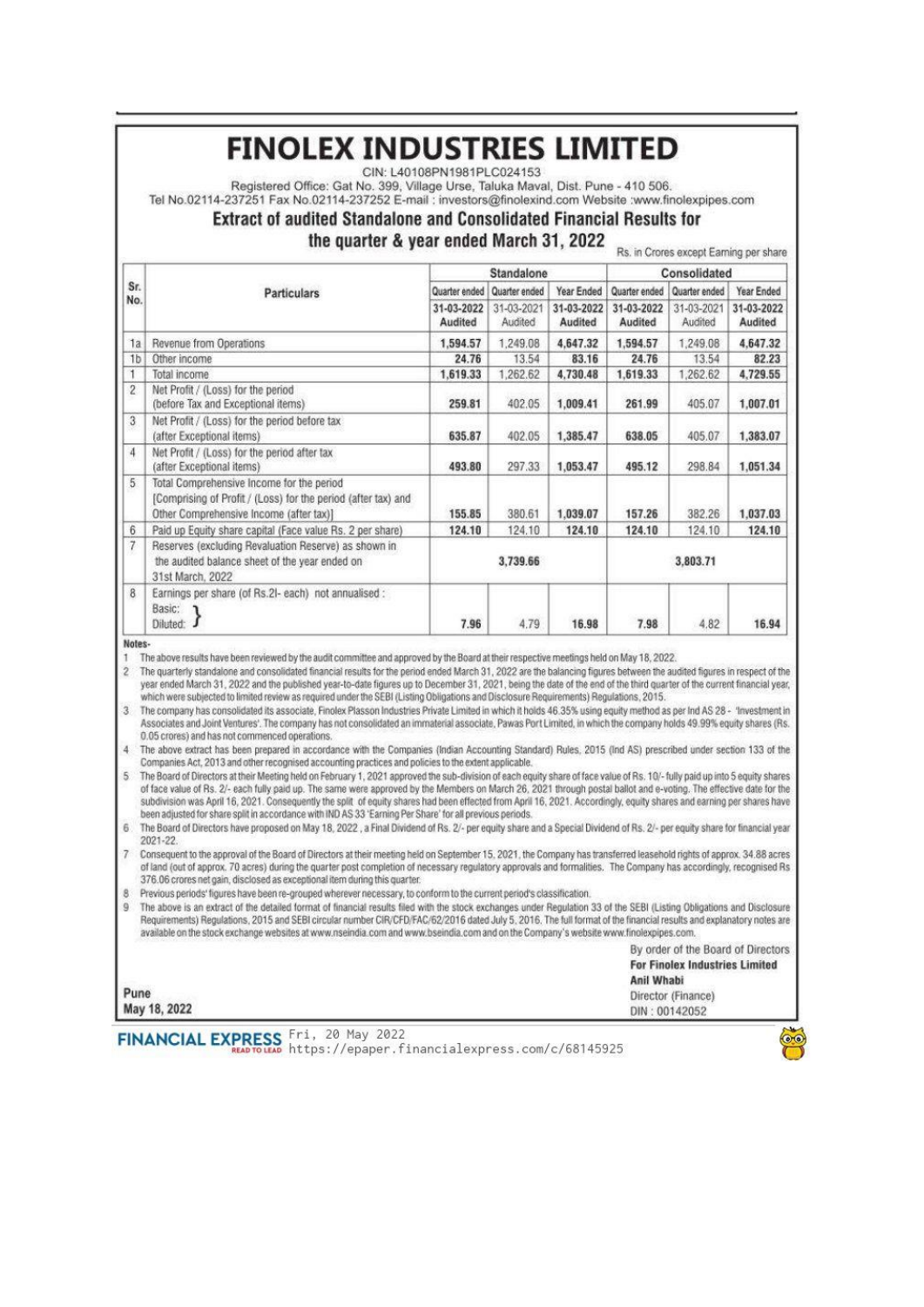# FINOLEX INDUSTRIES LIMITED

CIN: L40108PN1981PLC024153

Registered Office: Gat No. 399, Village Urse, Taluka Maval, Dist. Pune - 410 506.

Tel No.02114-237251 Fax No.02114-237252 E-mail : investors@finolexind.com Website :www.finolexpipes.com

## Extract of audited Standalone and Consolidated Financial Results for the quarter & year ended March 31, 2022

Rs. in Crores except Earning per share

| Sr. No. | Particulars | Standalone | | | Consolidated | | |
|---|---|---|---|---|---|---|---|
| | | Quarter ended | Quarter ended | Year Ended | Quarter ended | Quarter ended | Year Ended |
| | | 31-03-2022 Audited | 31-03-2021 Audited | 31-03-2022 Audited | 31-03-2022 Audited | 31-03-2021 Audited | 31-03-2022 Audited |
| 1a | Revenue from Operations | 1,594.57 | 1,249.08 | 4,647.32 | 1,594.57 | 1,249.08 | 4,647.32 |
| 1b | Other income | 24.76 | 13.54 | 83.16 | 24.76 | 13.54 | 82.23 |
| 1 | Total income | 1,619.33 | 1,262.62 | 4,730.48 | 1,619.33 | 1,262.62 | 4,729.55 |
| 2 | Net Profit / (Loss) for the period (before Tax and Exceptional items) | 259.81 | 402.05 | 1,009.41 | 261.99 | 405.07 | 1,007.01 |
| 3 | Net Profit / (Loss) for the period before tax (after Exceptional items) | 635.87 | 402.05 | 1,385.47 | 638.05 | 405.07 | 1,383.07 |
| 4 | Net Profit / (Loss) for the period after tax (after Exceptional items) | 493.80 | 297.33 | 1,053.47 | 495.12 | 298.84 | 1,051.34 |
| 5 | Total Comprehensive Income for the period [Comprising of Profit / (Loss) for the period (after tax) and Other Comprehensive Income (after tax)] | 155.85 | 380.61 | 1,039.07 | 157.26 | 382.26 | 1,037.03 |
| 6 | Paid up Equity share capital (Face value Rs. 2 per share) | 124.10 | 124.10 | 124.10 | 124.10 | 124.10 | 124.10 |
| 7 | Reserves (excluding Revaluation Reserve) as shown in the audited balance sheet of the year ended on 31st March, 2022 | | 3,739.66 | | | 3,803.71 | |
| 8 | Earnings per share (of Rs.2/- each) not annualised : Basic: Diluted: | 7.96 | 4.79 | 16.98 | 7.98 | 4.82 | 16.94 |

**Notes-**

1. The above results have been reviewed by the audit committee and approved by the Board at their respective meetings held on May 18, 2022.
2. The quarterly standalone and consolidated financial results for the period ended March 31, 2022 are the balancing figures between the audited figures in respect of the year ended March 31, 2022 and the published year-to-date figures up to December 31, 2021, being the date of the end of the third quarter of the current financial year, which were subjected to limited review as required under the SEBI (Listing Obligations and Disclosure Requirements) Regulations, 2015.
3. The company has consolidated its associate, Finolex Plasson Industries Private Limited in which it holds 46.35% using equity method as per Ind AS 28 - 'Investment in Associates and Joint Ventures'. The company has not consolidated an immaterial associate, Pawas Port Limited, in which the company holds 49.99% equity shares (Rs. 0.05 crores) and has not commenced operations.
4. The above extract has been prepared in accordance with the Companies (Indian Accounting Standard) Rules, 2015 (Ind AS) prescribed under section 133 of the Companies Act, 2013 and other recognised accounting practices and policies to the extent applicable.
5. The Board of Directors at their Meeting held on February 1, 2021 approved the sub-division of each equity share of face value of Rs. 10/- fully paid up into 5 equity shares of face value of Rs. 2/- each fully paid up. The same were approved by the Members on March 26, 2021 through postal ballot and e-voting. The effective date for the subdivision was April 16, 2021. Consequently the split of equity shares had been effected from April 16, 2021. Accordingly, equity shares and earning per shares have been adjusted for share split in accordance with IND AS 33 'Earning Per Share' for all previous periods.
6. The Board of Directors have proposed on May 18, 2022 , a Final Dividend of Rs. 2/- per equity share and a Special Dividend of Rs. 2/- per equity share for financial year 2021-22.
7. Consequent to the approval of the Board of Directors at their meeting held on September 15, 2021, the Company has transferred leasehold rights of approx. 34.88 acres of land (out of approx. 70 acres) during the quarter post completion of necessary regulatory approvals and formalities. The Company has accordingly, recognised Rs 376.06 crores net gain, disclosed as exceptional item during this quarter.
8. Previous periods' figures have been re-grouped wherever necessary, to conform to the current period's classification.
9. The above is an extract of the detailed format of financial results filed with the stock exchanges under Regulation 33 of the SEBI (Listing Obligations and Disclosure Requirements) Regulations, 2015 and SEBI circular number CIR/CFD/FAC/62/2016 dated July 5, 2016. The full format of the financial results and explanatory notes are available on the stock exchange websites at www.nseindia.com and www.bseindia.com and on the Company's website www.finolexpipes.com.

By order of the Board of Directors
**For Finolex Industries Limited**
**Anil Whabi**
Director (Finance)
DIN : 00142052

Pune
May 18, 2022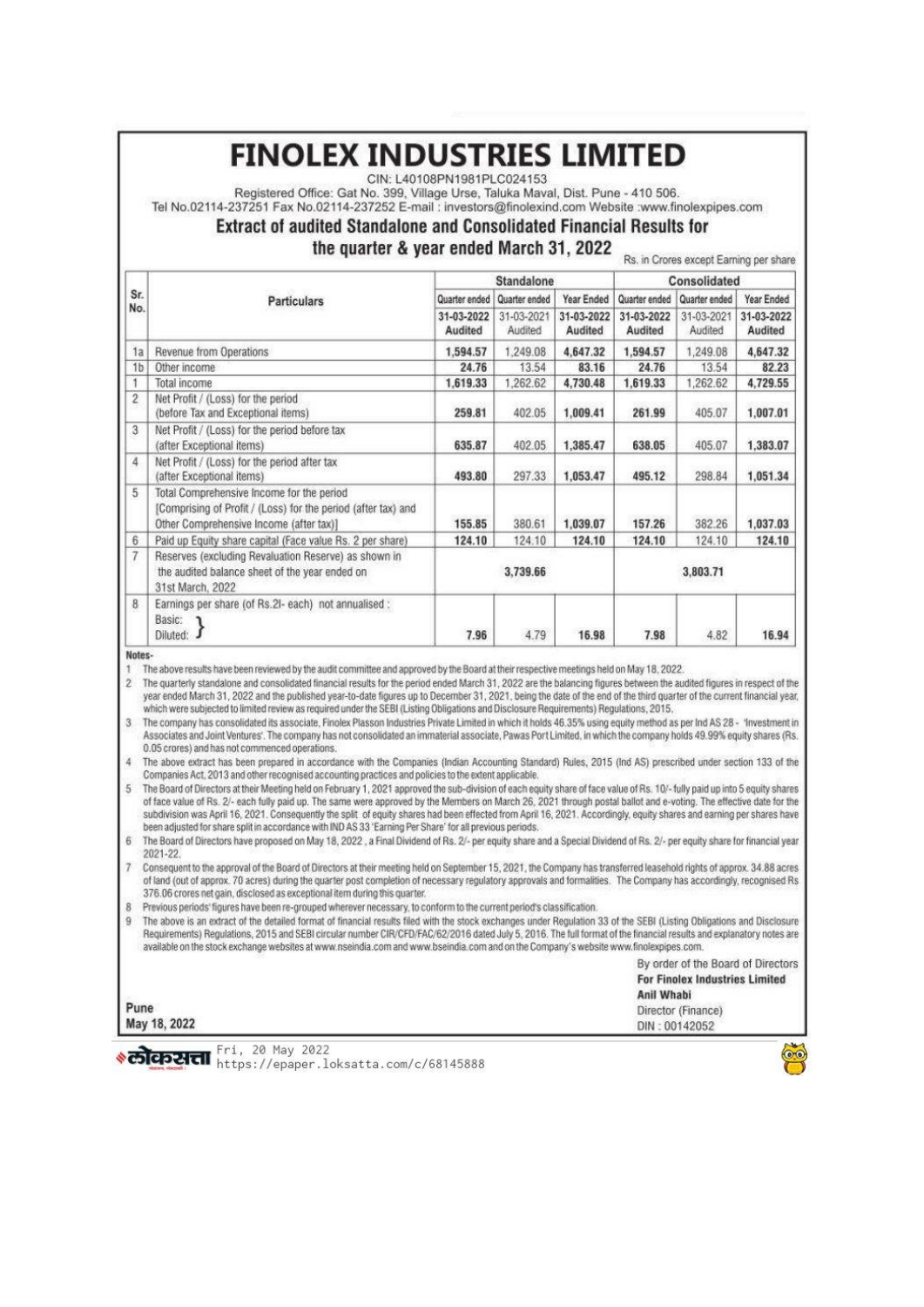# FINOLEX INDUSTRIES LIMITED

CIN: L40108PN1981PLC024153

Registered Office: Gat No. 399, Village Urse, Taluka Maval, Dist. Pune - 410 506.

Tel No.02114-237251 Fax No.02114-237252 E-mail : investors@finolexind.com Website :www.finolexpipes.com

## Extract of audited Standalone and Consolidated Financial Results for the quarter & year ended March 31, 2022

Rs. in Crores except Earning per share

| Sr. No. | Particulars | Standalone | | | Consolidated | | |
|---|---|---|---|---|---|---|---|
| | | Quarter ended | Quarter ended | Year Ended | Quarter ended | Quarter ended | Year Ended |
| | | 31-03-2022 Audited | 31-03-2021 Audited | 31-03-2022 Audited | 31-03-2022 Audited | 31-03-2021 Audited | 31-03-2022 Audited |
| 1a | Revenue from Operations | **1,594.57** | 1,249.08 | **4,647.32** | **1,594.57** | 1,249.08 | **4,647.32** |
| 1b | Other income | **24.76** | 13.54 | **83.16** | **24.76** | 13.54 | **82.23** |
| 1 | Total income | **1,619.33** | 1,262.62 | **4,730.48** | **1,619.33** | 1,262.62 | **4,729.55** |
| 2 | Net Profit / (Loss) for the period (before Tax and Exceptional items) | **259.81** | 402.05 | **1,009.41** | **261.99** | 405.07 | **1,007.01** |
| 3 | Net Profit / (Loss) for the period before tax (after Exceptional items) | **635.87** | 402.05 | **1,385.47** | **638.05** | 405.07 | **1,383.07** |
| 4 | Net Profit / (Loss) for the period after tax (after Exceptional items) | **493.80** | 297.33 | **1,053.47** | **495.12** | 298.84 | **1,051.34** |
| 5 | Total Comprehensive Income for the period [Comprising of Profit / (Loss) for the period (after tax) and Other Comprehensive Income (after tax)] | **155.85** | 380.61 | **1,039.07** | **157.26** | 382.26 | **1,037.03** |
| 6 | Paid up Equity share capital (Face value Rs. 2 per share) | **124.10** | 124.10 | **124.10** | **124.10** | 124.10 | **124.10** |
| 7 | Reserves (excluding Revaluation Reserve) as shown in the audited balance sheet of the year ended on 31st March, 2022 | | **3,739.66** | | | **3,803.71** | |
| 8 | Earnings per share (of Rs.2/- each) not annualised : Basic: Diluted: | **7.96** | 4.79 | **16.98** | **7.98** | 4.82 | **16.94** |

**Notes-**

1. The above results have been reviewed by the audit committee and approved by the Board at their respective meetings held on May 18, 2022.
2. The quarterly standalone and consolidated financial results for the period ended March 31, 2022 are the balancing figures between the audited figures in respect of the year ended March 31, 2022 and the published year-to-date figures up to December 31, 2021, being the date of the end of the third quarter of the current financial year, which were subjected to limited review as required under the SEBI (Listing Obligations and Disclosure Requirements) Regulations, 2015.
3. The company has consolidated its associate, Finolex Plasson Industries Private Limited in which it holds 46.35% using equity method as per Ind AS 28 - 'Investment in Associates and Joint Ventures'. The company has not consolidated an immaterial associate, Pawas Port Limited, in which the company holds 49.99% equity shares (Rs. 0.05 crores) and has not commenced operations.
4. The above extract has been prepared in accordance with the Companies (Indian Accounting Standard) Rules, 2015 (Ind AS) prescribed under section 133 of the Companies Act, 2013 and other recognised accounting practices and policies to the extent applicable.
5. The Board of Directors at their Meeting held on February 1, 2021 approved the sub-division of each equity share of face value of Rs. 10/- fully paid up into 5 equity shares of face value of Rs. 2/- each fully paid up. The same were approved by the Members on March 26, 2021 through postal ballot and e-voting. The effective date for the subdivision was April 16, 2021. Consequently the split of equity shares had been effected from April 16, 2021. Accordingly, equity shares and earning per shares have been adjusted for share split in accordance with IND AS 33 'Earning Per Share' for all previous periods.
6. The Board of Directors have proposed on May 18, 2022 , a Final Dividend of Rs. 2/- per equity share and a Special Dividend of Rs. 2/- per equity share for financial year 2021-22.
7. Consequent to the approval of the Board of Directors at their meeting held on September 15, 2021, the Company has transferred leasehold rights of approx. 34.88 acres of land (out of approx. 70 acres) during the quarter post completion of necessary regulatory approvals and formalities. The Company has accordingly, recognised Rs 376.06 crores net gain, disclosed as exceptional item during this quarter.
8. Previous periods' figures have been re-grouped wherever necessary, to conform to the current period's classification.
9. The above is an extract of the detailed format of financial results filed with the stock exchanges under Regulation 33 of the SEBI (Listing Obligations and Disclosure Requirements) Regulations, 2015 and SEBI circular number CIR/CFD/FAC/62/2016 dated July 5, 2016. The full format of the financial results and explanatory notes are available on the stock exchange websites at www.nseindia.com and www.bseindia.com and on the Company's website www.finolexpipes.com.

Pune
May 18, 2022

By order of the Board of Directors
**For Finolex Industries Limited**
**Anil Whabi**
Director (Finance)
DIN : 00142052

लोकसत्ता Fri, 20 May 2022
https://epaper.loksatta.com/c/68145888